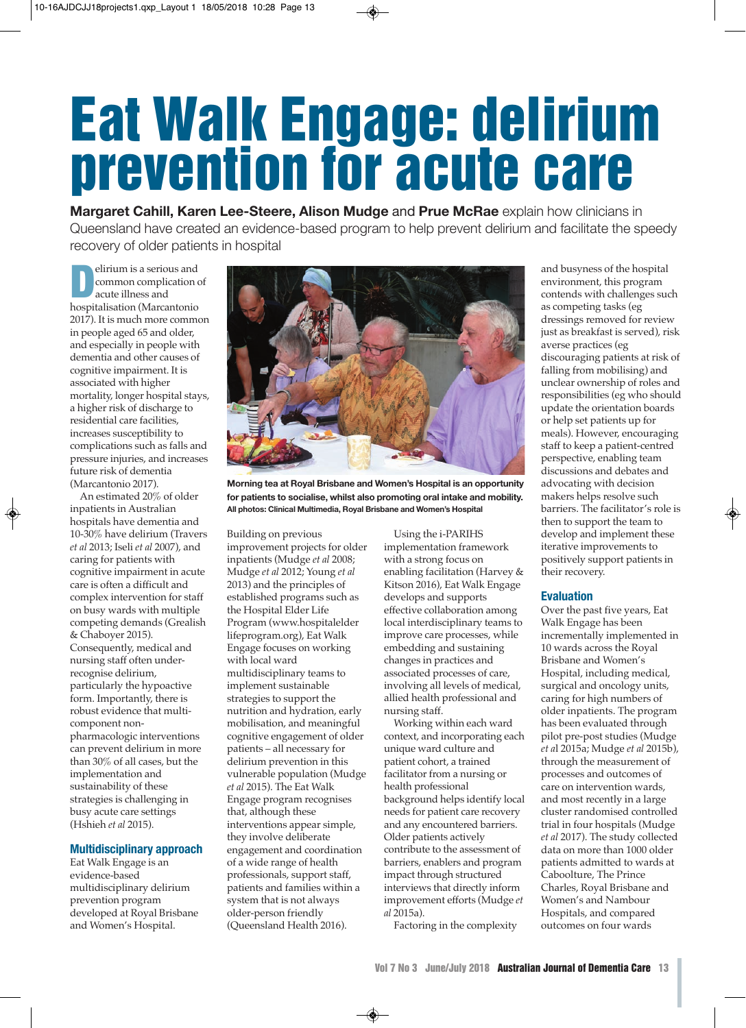# Eat Walk Engage: delirium prevention for acute care

**Margaret Cahill, Karen Lee-Steere, Alison Mudge** and **Prue McRae** explain how clinicians in Queensland have created an evidence-based program to help prevent delirium and facilitate the speedy recovery of older patients in hospital

Delirium is a serious and common complication of acute illness and hospitalisation (Marcantonio 2017). It is much more common in people aged 65 and older, and especially in people with dementia and other causes of cognitive impairment. It is associated with higher mortality, longer hospital stays, a higher risk of discharge to residential care facilities, increases susceptibility to complications such as falls and pressure injuries, and increases future risk of dementia (Marcantonio 2017).

An estimated 20% of older inpatients in Australian hospitals have dementia and 10-30% have delirium (Travers *et al* 2013; Iseli *et al* 2007), and caring for patients with cognitive impairment in acute care is often a difficult and complex intervention for staff on busy wards with multiple competing demands (Grealish & Chaboyer 2015). Consequently, medical and nursing staff often under-recognise delirium, particularly the hypoactive form. Importantly, there is robust evidence that multi-component non-pharmacologic interventions can prevent delirium in more than 30% of all cases, but the implementation and sustainability of these strategies is challenging in busy acute care settings (Hshieh *et al* 2015).

## Multidisciplinary approach

Eat Walk Engage is an evidence-based multidisciplinary delirium prevention program developed at Royal Brisbane and Women's Hospital.

**Morning tea at Royal Brisbane and Women's Hospital is an opportunity for patients to socialise, whilst also promoting oral intake and mobility.**
**All photos: Clinical Multimedia, Royal Brisbane and Women's Hospital**

Building on previous improvement projects for older inpatients (Mudge *et al* 2008; Mudge *et al* 2012; Young *et al* 2013) and the principles of established programs such as the Hospital Elder Life Program (www.hospitalelderlifeprogram.org), Eat Walk Engage focuses on working with local ward multidisciplinary teams to implement sustainable strategies to support the nutrition and hydration, early mobilisation, and meaningful cognitive engagement of older patients – all necessary for delirium prevention in this vulnerable population (Mudge *et al* 2015). The Eat Walk Engage program recognises that, although these interventions appear simple, they involve deliberate engagement and coordination of a wide range of health professionals, support staff, patients and families within a system that is not always older-person friendly (Queensland Health 2016).

Using the i-PARIHS implementation framework with a strong focus on enabling facilitation (Harvey & Kitson 2016), Eat Walk Engage develops and supports effective collaboration among local interdisciplinary teams to improve care processes, while embedding and sustaining changes in practices and associated processes of care, involving all levels of medical, allied health professional and nursing staff.

Working within each ward context, and incorporating each unique ward culture and patient cohort, a trained facilitator from a nursing or health professional background helps identify local needs for patient care recovery and any encountered barriers. Older patients actively contribute to the assessment of barriers, enablers and program impact through structured interviews that directly inform improvement efforts (Mudge *et al* 2015a).

Factoring in the complexity and busyness of the hospital environment, this program contends with challenges such as competing tasks (eg dressings removed for review just as breakfast is served), risk averse practices (eg discouraging patients at risk of falling from mobilising) and unclear ownership of roles and responsibilities (eg who should update the orientation boards or help set patients up for meals). However, encouraging staff to keep a patient-centred perspective, enabling team discussions and debates and advocating with decision makers helps resolve such barriers. The facilitator's role is then to support the team to develop and implement these iterative improvements to positively support patients in their recovery.

## Evaluation

Over the past five years, Eat Walk Engage has been incrementally implemented in 10 wards across the Royal Brisbane and Women's Hospital, including medical, surgical and oncology units, caring for high numbers of older inpatients. The program has been evaluated through pilot pre-post studies (Mudge *et al* 2015a; Mudge *et al* 2015b), through the measurement of processes and outcomes of care on intervention wards, and most recently in a large cluster randomised controlled trial in four hospitals (Mudge *et al* 2017). The study collected data on more than 1000 older patients admitted to wards at Caboolture, The Prince Charles, Royal Brisbane and Women's and Nambour Hospitals, and compared outcomes on four wards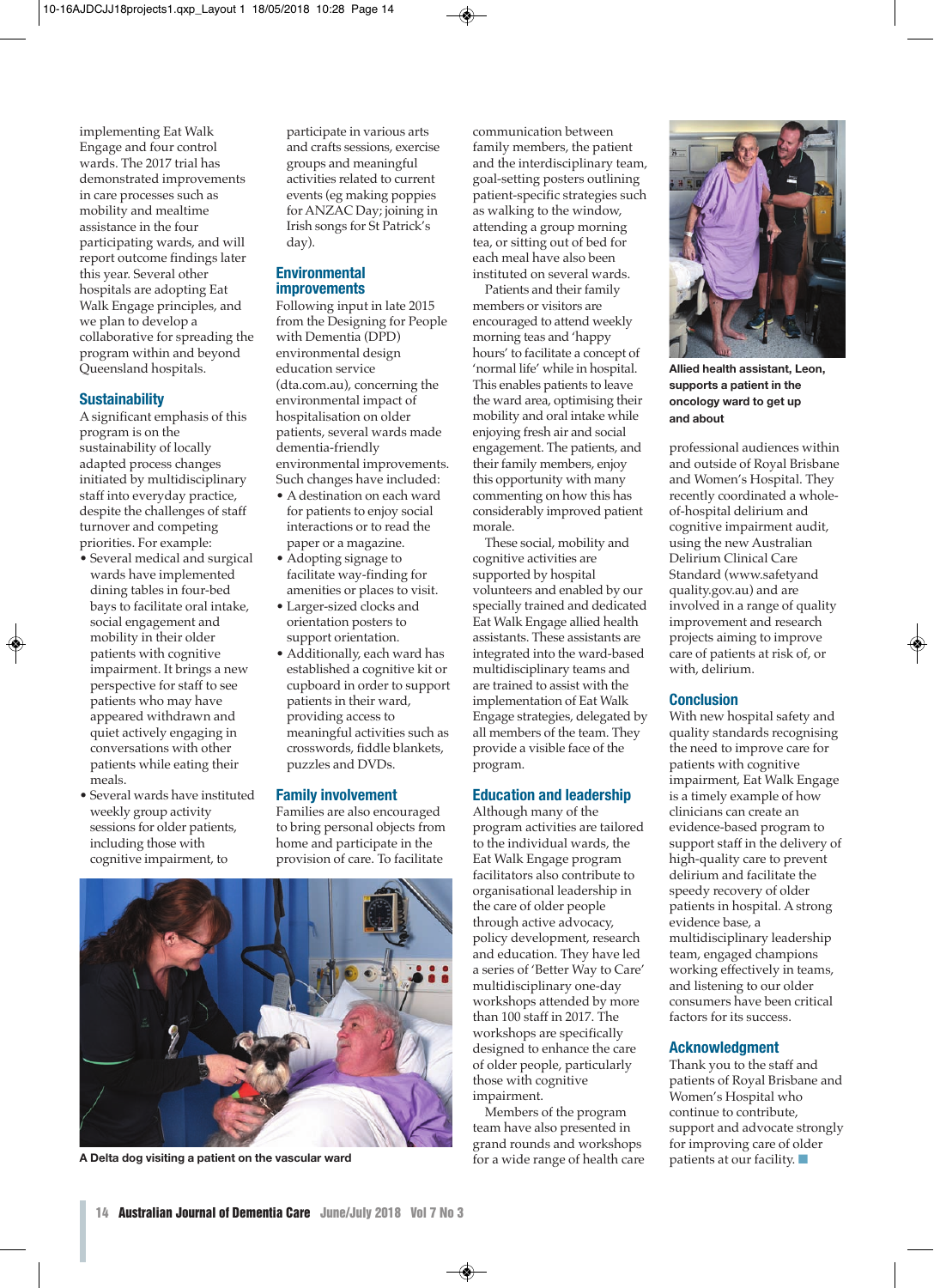implementing Eat Walk Engage and four control wards. The 2017 trial has demonstrated improvements in care processes such as mobility and mealtime assistance in the four participating wards, and will report outcome findings later this year. Several other hospitals are adopting Eat Walk Engage principles, and we plan to develop a collaborative for spreading the program within and beyond Queensland hospitals.

## Sustainability

A significant emphasis of this program is on the sustainability of locally adapted process changes initiated by multidisciplinary staff into everyday practice, despite the challenges of staff turnover and competing priorities. For example:

- Several medical and surgical wards have implemented dining tables in four-bed bays to facilitate oral intake, social engagement and mobility in their older patients with cognitive impairment. It brings a new perspective for staff to see patients who may have appeared withdrawn and quiet actively engaging in conversations with other patients while eating their meals.
- Several wards have instituted weekly group activity sessions for older patients, including those with cognitive impairment, to participate in various arts and crafts sessions, exercise groups and meaningful activities related to current events (eg making poppies for ANZAC Day; joining in Irish songs for St Patrick's day).

## Environmental improvements

Following input in late 2015 from the Designing for People with Dementia (DPD) environmental design education service (dta.com.au), concerning the environmental impact of hospitalisation on older patients, several wards made dementia-friendly environmental improvements. Such changes have included:

- A destination on each ward for patients to enjoy social interactions or to read the paper or a magazine.
- Adopting signage to facilitate way-finding for amenities or places to visit.
- Larger-sized clocks and orientation posters to support orientation.
- Additionally, each ward has established a cognitive kit or cupboard in order to support patients in their ward, providing access to meaningful activities such as crosswords, fiddle blankets, puzzles and DVDs.

## Family involvement

Families are also encouraged to bring personal objects from home and participate in the provision of care. To facilitate communication between family members, the patient and the interdisciplinary team, goal-setting posters outlining patient-specific strategies such as walking to the window, attending a group morning tea, or sitting out of bed for each meal have also been instituted on several wards.

Patients and their family members or visitors are encouraged to attend weekly morning teas and 'happy hours' to facilitate a concept of 'normal life' while in hospital. This enables patients to leave the ward area, optimising their mobility and oral intake while enjoying fresh air and social engagement. The patients, and their family members, enjoy this opportunity with many commenting on how this has considerably improved patient morale.

These social, mobility and cognitive activities are supported by hospital volunteers and enabled by our specially trained and dedicated Eat Walk Engage allied health assistants. These assistants are integrated into the ward-based multidisciplinary teams and are trained to assist with the implementation of Eat Walk Engage strategies, delegated by all members of the team. They provide a visible face of the program.

A Delta dog visiting a patient on the vascular ward

## Education and leadership

Although many of the program activities are tailored to the individual wards, the Eat Walk Engage program facilitators also contribute to organisational leadership in the care of older people through active advocacy, policy development, research and education. They have led a series of 'Better Way to Care' multidisciplinary one-day workshops attended by more than 100 staff in 2017. The workshops are specifically designed to enhance the care of older people, particularly those with cognitive impairment.

Members of the program team have also presented in grand rounds and workshops for a wide range of health care professional audiences within and outside of Royal Brisbane and Women's Hospital. They recently coordinated a whole-of-hospital delirium and cognitive impairment audit, using the new Australian Delirium Clinical Care Standard (www.safetyandquality.gov.au) and are involved in a range of quality improvement and research projects aiming to improve care of patients at risk of, or with, delirium.

Allied health assistant, Leon, supports a patient in the oncology ward to get up and about

## Conclusion

With new hospital safety and quality standards recognising the need to improve care for patients with cognitive impairment, Eat Walk Engage is a timely example of how clinicians can create an evidence-based program to support staff in the delivery of high-quality care to prevent delirium and facilitate the speedy recovery of older patients in hospital. A strong evidence base, a multidisciplinary leadership team, engaged champions working effectively in teams, and listening to our older consumers have been critical factors for its success.

## Acknowledgment

Thank you to the staff and patients of Royal Brisbane and Women's Hospital who continue to contribute, support and advocate strongly for improving care of older patients at our facility. ■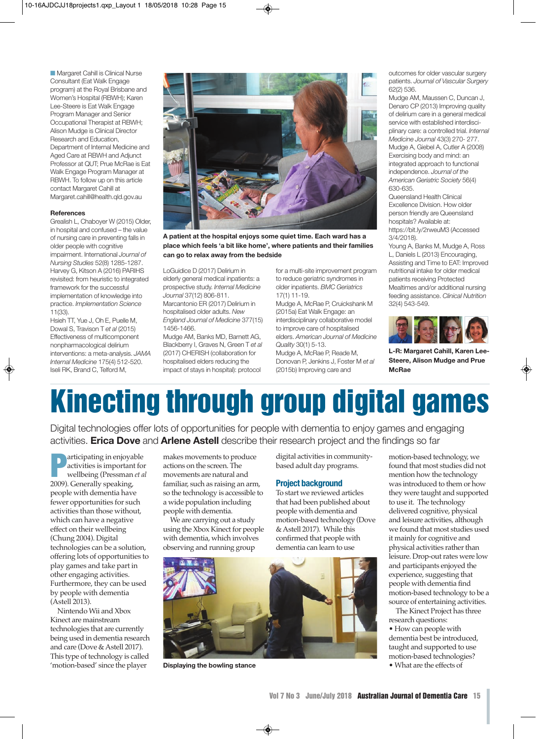■ Margaret Cahill is Clinical Nurse Consultant (Eat Walk Engage program) at the Royal Brisbane and Women's Hospital (RBWH); Karen Lee-Steere is Eat Walk Engage Program Manager and Senior Occupational Therapist at RBWH; Alison Mudge is Clinical Director Research and Education, Department of Internal Medicine and Aged Care at RBWH and Adjunct Professor at QUT; Prue McRae is Eat Walk Engage Program Manager at RBWH. To follow up on this article contact Margaret Cahill at Margaret.cahill@health.qld.gov.au

**References**

Grealish L, Chaboyer W (2015) Older, in hospital and confused – the value of nursing care in preventing falls in older people with cognitive impairment. International *Journal of Nursing Studies* 52(8) 1285-1287.

Harvey G, Kitson A (2016) PARIHS revisited: from heuristic to integrated framework for the successful implementation of knowledge into practice. *Implementation Science* 11(33).

Hsieh TT, Yue J, Oh E, Puelle M, Dowal S, Travison T *et al* (2015) Effectiveness of multicomponent nonpharmacological delirium interventions: a meta-analysis. *JAMA Internal Medicine* 175(4) 512-520.

Iseli RK, Brand C, Telford M, LoGuidice D (2017) Delirium in elderly general medical inpatients: a prospective study. *Internal Medicine Journal* 37(12) 806-811.

Marcantonio ER (2017) Delirium in hospitalised older adults. *New England Journal of Medicine* 377(15) 1456-1466.

Mudge AM, Banks MD, Barnett AG, Blackberry I, Graves N, Green T *et al* (2017) CHERISH (collaboration for hospitalised elders reducing the impact of stays in hospital): protocol for a multi-site improvement program to reduce geriatric syndromes in older inpatients. *BMC Geriatrics* 17(1) 11-19.

Mudge A, McRae P, Cruickshank M (2015a) Eat Walk Engage: an interdisciplinary collaborative model to improve care of hospitalised elders. *American Journal of Medicine Quality* 30(1) 5-13.

Mudge A, McRae P, Reade M, Donovan P, Jenkins J, Foster M *et al* (2015b) Improving care and outcomes for older vascular surgery patients. *Journal of Vascular Surgery* 62(2) 536.

Mudge AM, Maussen C, Duncan J, Denaro CP (2013) Improving quality of delirium care in a general medical service with established interdisciplinary care: a controlled trial. *Internal Medicine Journal* 43(3) 270- 277.

Mudge A, Giebel A, Cutler A (2008) Exercising body and mind: an integrated approach to functional independence. *Journal of the American Geriatric Society* 56(4) 630-635.

Queensland Health Clinical Excellence Division. How older person friendly are Queensland hospitals? Available at: https://bit.ly/2rweuM3 (Accessed 3/4/2018).

Young A, Banks M, Mudge A, Ross L, Daniels L (2013) Encouraging, Assisting and Time to EAT: Improved nutritional intake for older medical patients receiving Protected Mealtimes and/or additional nursing feeding assistance. *Clinical Nutrition* 32(4) 543-549.

**A patient at the hospital enjoys some quiet time. Each ward has a place which feels 'a bit like home', where patients and their families can go to relax away from the bedside**

**L-R: Margaret Cahill, Karen Lee-Steere, Alison Mudge and Prue McRae**

# Kinecting through group digital games

Digital technologies offer lots of opportunities for people with dementia to enjoy games and engaging activities. **Erica Dove** and **Arlene Astell** describe their research project and the findings so far

Participating in enjoyable activities is important for wellbeing (Pressman *et al* 2009). Generally speaking, people with dementia have fewer opportunities for such activities than those without, which can have a negative effect on their wellbeing (Chung 2004). Digital technologies can be a solution, offering lots of opportunities to play games and take part in other engaging activities. Furthermore, they can be used by people with dementia (Astell 2013).

Nintendo Wii and Xbox Kinect are mainstream technologies that are currently being used in dementia research and care (Dove & Astell 2017). This type of technology is called 'motion-based' since the player makes movements to produce actions on the screen. The movements are natural and familiar, such as raising an arm, so the technology is accessible to a wide population including people with dementia.

We are carrying out a study using the Xbox Kinect for people with dementia, which involves observing and running group digital activities in community-based adult day programs.

**Displaying the bowling stance**

## Project background

To start we reviewed articles that had been published about people with dementia and motion-based technology (Dove & Astell 2017). While this confirmed that people with dementia can learn to use motion-based technology, we found that most studies did not mention how the technology was introduced to them or how they were taught and supported to use it. The technology delivered cognitive, physical and leisure activities, although we found that most studies used it mainly for cognitive and physical activities rather than leisure. Drop-out rates were low and participants enjoyed the experience, suggesting that people with dementia find motion-based technology to be a source of entertaining activities.

The Kinect Project has three research questions:

- How can people with dementia best be introduced, taught and supported to use motion-based technologies?
- What are the effects of